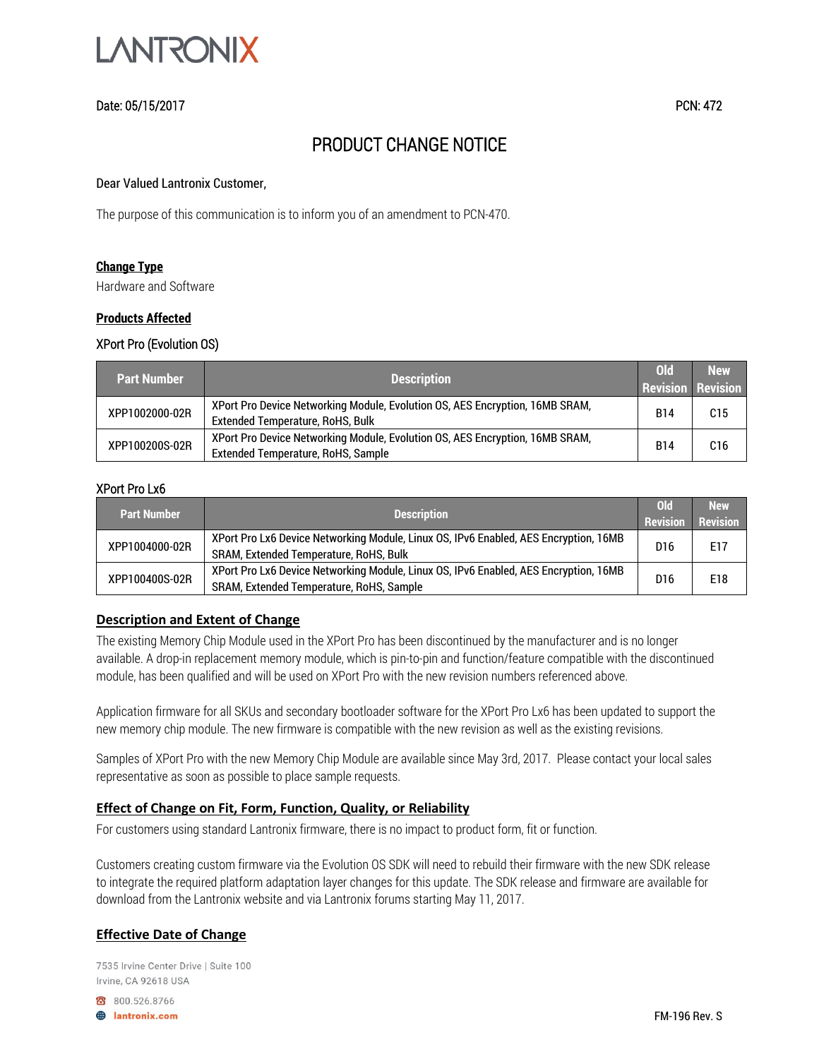LANTRONIX

Date: 05/15/2017 PCN: 472

# PRODUCT CHANGE NOTICE

Dear Valued Lantronix Customer,

The purpose of this communication is to inform you of an amendment to PCN-470.

## Change Type

Hardware and Software

## Products Affected

XPort Pro (Evolution OS)

| Part Number | Description | Old Revision | New Revision |
|---|---|---|---|
| XPP1002000-02R | XPort Pro Device Networking Module, Evolution OS, AES Encryption, 16MB SRAM, Extended Temperature, RoHS, Bulk | B14 | C15 |
| XPP100200S-02R | XPort Pro Device Networking Module, Evolution OS, AES Encryption, 16MB SRAM, Extended Temperature, RoHS, Sample | B14 | C16 |

XPort Pro Lx6

| Part Number | Description | Old Revision | New Revision |
|---|---|---|---|
| XPP1004000-02R | XPort Pro Lx6 Device Networking Module, Linux OS, IPv6 Enabled, AES Encryption, 16MB SRAM, Extended Temperature, RoHS, Bulk | D16 | E17 |
| XPP100400S-02R | XPort Pro Lx6 Device Networking Module, Linux OS, IPv6 Enabled, AES Encryption, 16MB SRAM, Extended Temperature, RoHS, Sample | D16 | E18 |

## Description and Extent of Change

The existing Memory Chip Module used in the XPort Pro has been discontinued by the manufacturer and is no longer available. A drop-in replacement memory module, which is pin-to-pin and function/feature compatible with the discontinued module, has been qualified and will be used on XPort Pro with the new revision numbers referenced above.

Application firmware for all SKUs and secondary bootloader software for the XPort Pro Lx6 has been updated to support the new memory chip module. The new firmware is compatible with the new revision as well as the existing revisions.

Samples of XPort Pro with the new Memory Chip Module are available since May 3rd, 2017. Please contact your local sales representative as soon as possible to place sample requests.

## Effect of Change on Fit, Form, Function, Quality, or Reliability

For customers using standard Lantronix firmware, there is no impact to product form, fit or function.

Customers creating custom firmware via the Evolution OS SDK will need to rebuild their firmware with the new SDK release to integrate the required platform adaptation layer changes for this update. The SDK release and firmware are available for download from the Lantronix website and via Lantronix forums starting May 11, 2017.

## Effective Date of Change

7535 Irvine Center Drive | Suite 100
Irvine, CA 92618 USA

800.526.8766
lantronix.com

FM-196 Rev. S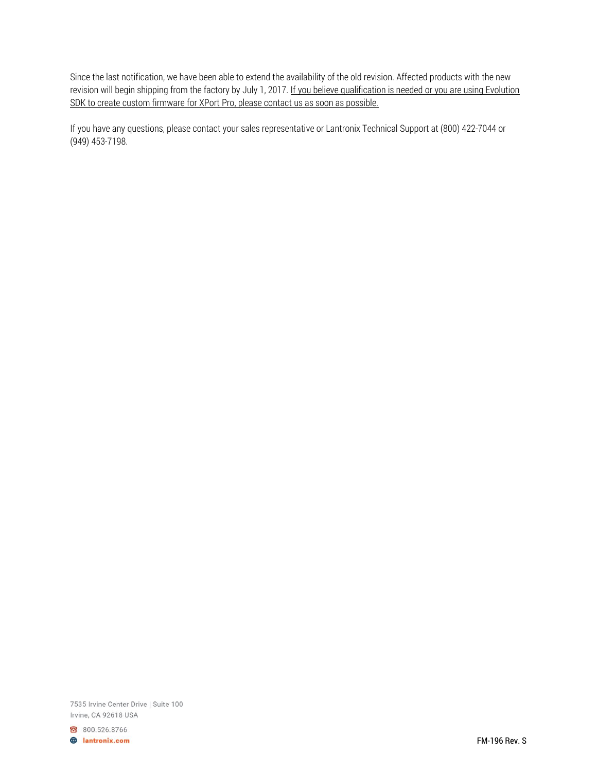Since the last notification, we have been able to extend the availability of the old revision. Affected products with the new revision will begin shipping from the factory by July 1, 2017. <u>If you believe qualification is needed or you are using Evolution SDK to create custom firmware for XPort Pro, please contact us as soon as possible.</u>

If you have any questions, please contact your sales representative or Lantronix Technical Support at (800) 422-7044 or (949) 453-7198.